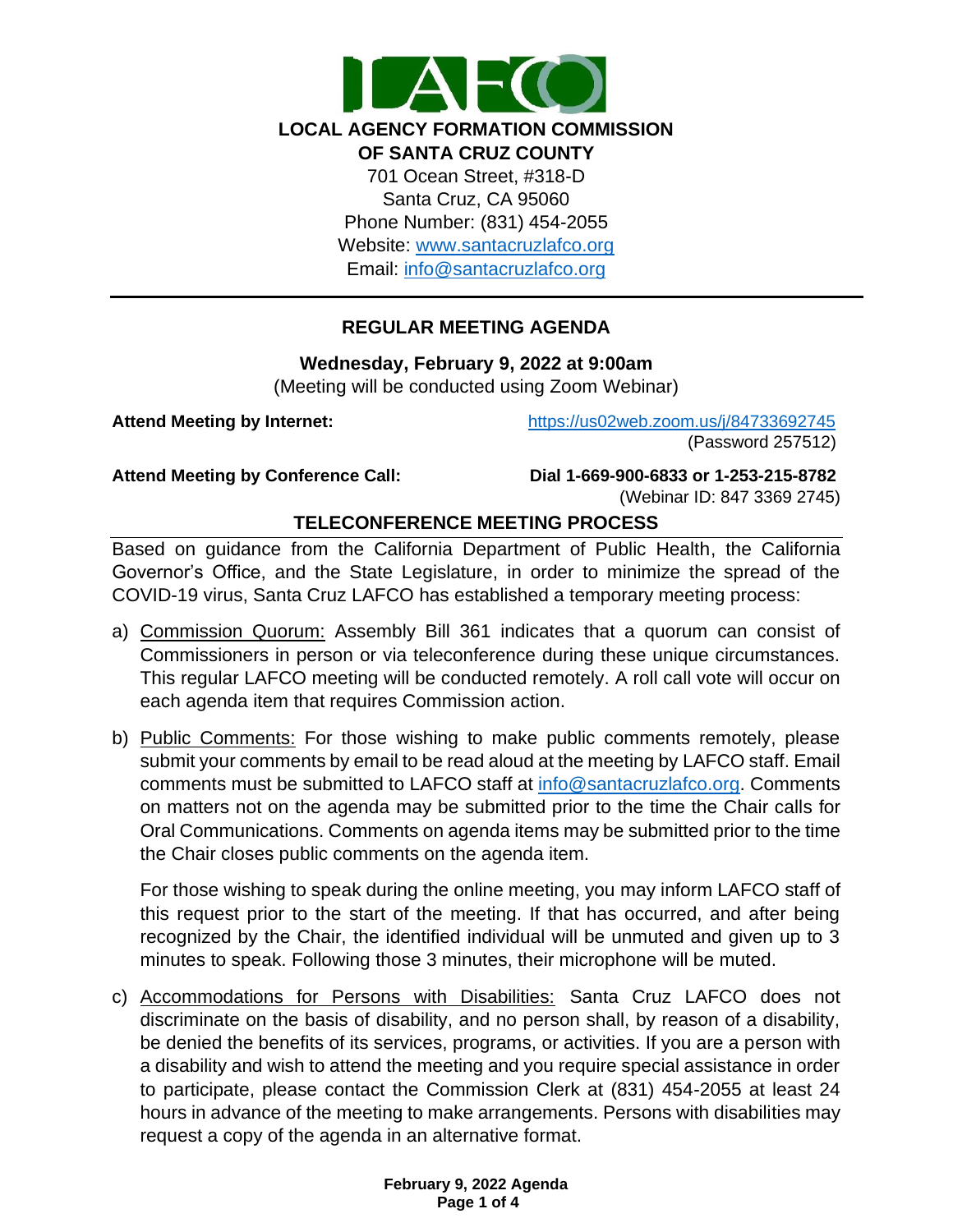**LOCAL AGENCY FORMATION COMMISSION**
**OF SANTA CRUZ COUNTY**

701 Ocean Street, #318-D
Santa Cruz, CA 95060
Phone Number: (831) 454-2055
Website: www.santacruzlafco.org
Email: info@santacruzlafco.org

---

## REGULAR MEETING AGENDA

**Wednesday, February 9, 2022 at 9:00am**
(Meeting will be conducted using Zoom Webinar)

**Attend Meeting by Internet:** https://us02web.zoom.us/j/84733692745 (Password 257512)

**Attend Meeting by Conference Call:** **Dial 1-669-900-6833 or 1-253-215-8782** (Webinar ID: 847 3369 2745)

### TELECONFERENCE MEETING PROCESS

Based on guidance from the California Department of Public Health, the California Governor's Office, and the State Legislature, in order to minimize the spread of the COVID-19 virus, Santa Cruz LAFCO has established a temporary meeting process:

a) Commission Quorum: Assembly Bill 361 indicates that a quorum can consist of Commissioners in person or via teleconference during these unique circumstances. This regular LAFCO meeting will be conducted remotely. A roll call vote will occur on each agenda item that requires Commission action.

b) Public Comments: For those wishing to make public comments remotely, please submit your comments by email to be read aloud at the meeting by LAFCO staff. Email comments must be submitted to LAFCO staff at info@santacruzlafco.org. Comments on matters not on the agenda may be submitted prior to the time the Chair calls for Oral Communications. Comments on agenda items may be submitted prior to the time the Chair closes public comments on the agenda item.

   For those wishing to speak during the online meeting, you may inform LAFCO staff of this request prior to the start of the meeting. If that has occurred, and after being recognized by the Chair, the identified individual will be unmuted and given up to 3 minutes to speak. Following those 3 minutes, their microphone will be muted.

c) Accommodations for Persons with Disabilities: Santa Cruz LAFCO does not discriminate on the basis of disability, and no person shall, by reason of a disability, be denied the benefits of its services, programs, or activities. If you are a person with a disability and wish to attend the meeting and you require special assistance in order to participate, please contact the Commission Clerk at (831) 454-2055 at least 24 hours in advance of the meeting to make arrangements. Persons with disabilities may request a copy of the agenda in an alternative format.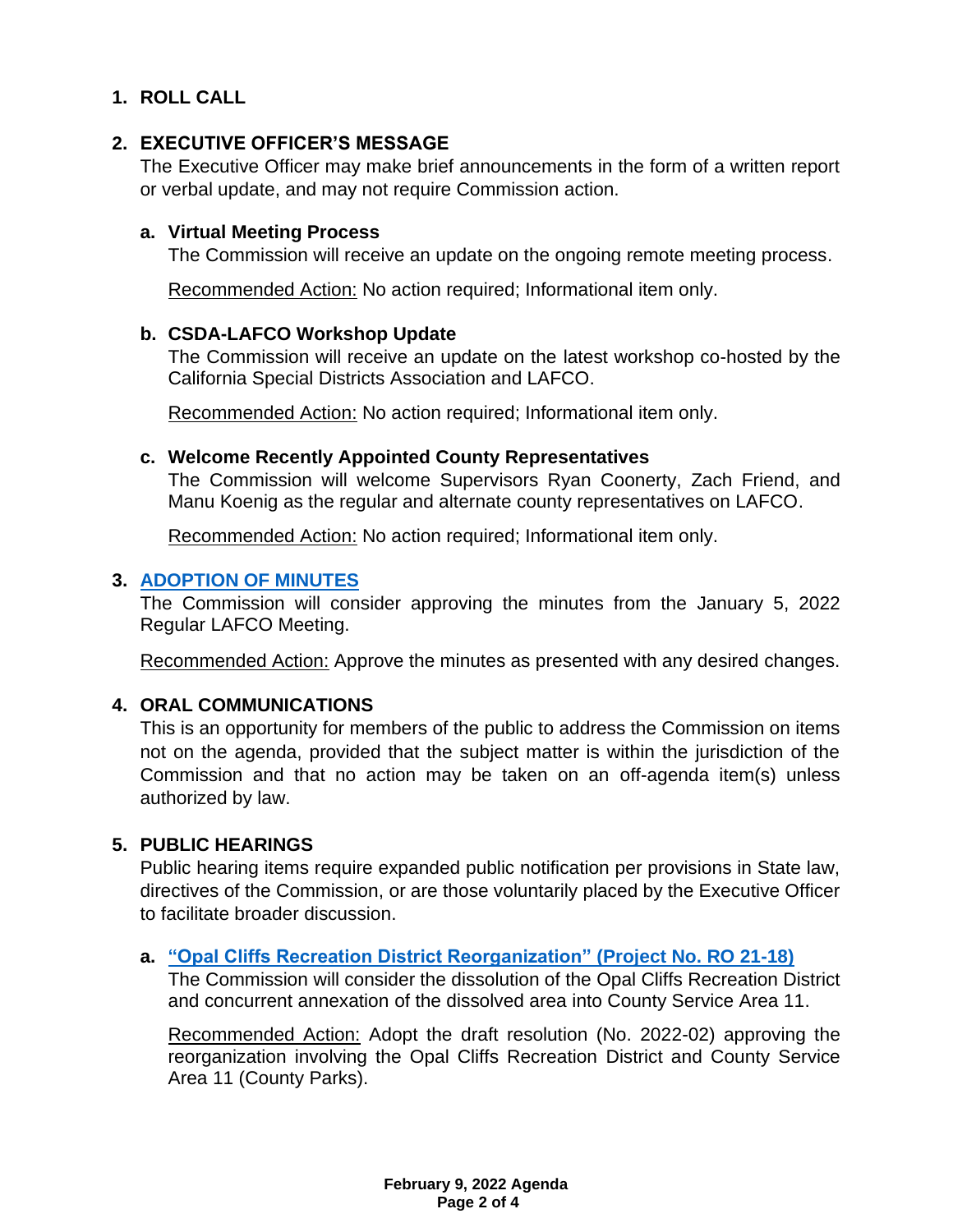## 1. ROLL CALL

## 2. EXECUTIVE OFFICER'S MESSAGE

The Executive Officer may make brief announcements in the form of a written report or verbal update, and may not require Commission action.

### a. Virtual Meeting Process

The Commission will receive an update on the ongoing remote meeting process.

Recommended Action: No action required; Informational item only.

### b. CSDA-LAFCO Workshop Update

The Commission will receive an update on the latest workshop co-hosted by the California Special Districts Association and LAFCO.

Recommended Action: No action required; Informational item only.

### c. Welcome Recently Appointed County Representatives

The Commission will welcome Supervisors Ryan Coonerty, Zach Friend, and Manu Koenig as the regular and alternate county representatives on LAFCO.

Recommended Action: No action required; Informational item only.

## 3. ADOPTION OF MINUTES

The Commission will consider approving the minutes from the January 5, 2022 Regular LAFCO Meeting.

Recommended Action: Approve the minutes as presented with any desired changes.

## 4. ORAL COMMUNICATIONS

This is an opportunity for members of the public to address the Commission on items not on the agenda, provided that the subject matter is within the jurisdiction of the Commission and that no action may be taken on an off-agenda item(s) unless authorized by law.

## 5. PUBLIC HEARINGS

Public hearing items require expanded public notification per provisions in State law, directives of the Commission, or are those voluntarily placed by the Executive Officer to facilitate broader discussion.

### a. "Opal Cliffs Recreation District Reorganization" (Project No. RO 21-18)

The Commission will consider the dissolution of the Opal Cliffs Recreation District and concurrent annexation of the dissolved area into County Service Area 11.

Recommended Action: Adopt the draft resolution (No. 2022-02) approving the reorganization involving the Opal Cliffs Recreation District and County Service Area 11 (County Parks).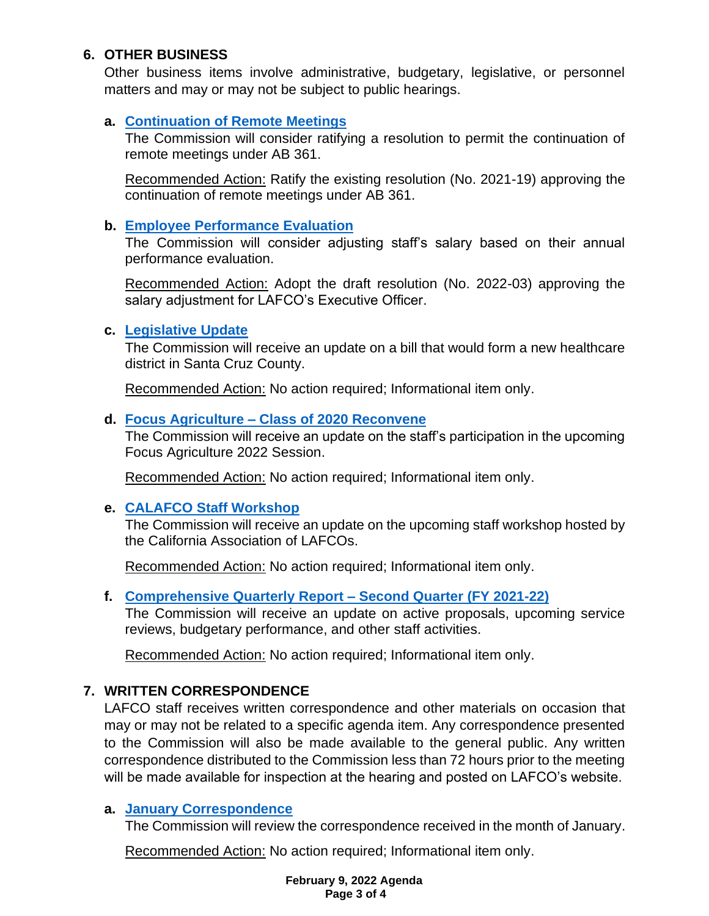## 6. OTHER BUSINESS

Other business items involve administrative, budgetary, legislative, or personnel matters and may or may not be subject to public hearings.

### a. Continuation of Remote Meetings

The Commission will consider ratifying a resolution to permit the continuation of remote meetings under AB 361.

Recommended Action: Ratify the existing resolution (No. 2021-19) approving the continuation of remote meetings under AB 361.

### b. Employee Performance Evaluation

The Commission will consider adjusting staff's salary based on their annual performance evaluation.

Recommended Action: Adopt the draft resolution (No. 2022-03) approving the salary adjustment for LAFCO's Executive Officer.

### c. Legislative Update

The Commission will receive an update on a bill that would form a new healthcare district in Santa Cruz County.

Recommended Action: No action required; Informational item only.

### d. Focus Agriculture – Class of 2020 Reconvene

The Commission will receive an update on the staff's participation in the upcoming Focus Agriculture 2022 Session.

Recommended Action: No action required; Informational item only.

### e. CALAFCO Staff Workshop

The Commission will receive an update on the upcoming staff workshop hosted by the California Association of LAFCOs.

Recommended Action: No action required; Informational item only.

### f. Comprehensive Quarterly Report – Second Quarter (FY 2021-22)

The Commission will receive an update on active proposals, upcoming service reviews, budgetary performance, and other staff activities.

Recommended Action: No action required; Informational item only.

## 7. WRITTEN CORRESPONDENCE

LAFCO staff receives written correspondence and other materials on occasion that may or may not be related to a specific agenda item. Any correspondence presented to the Commission will also be made available to the general public. Any written correspondence distributed to the Commission less than 72 hours prior to the meeting will be made available for inspection at the hearing and posted on LAFCO's website.

### a. January Correspondence

The Commission will review the correspondence received in the month of January.

Recommended Action: No action required; Informational item only.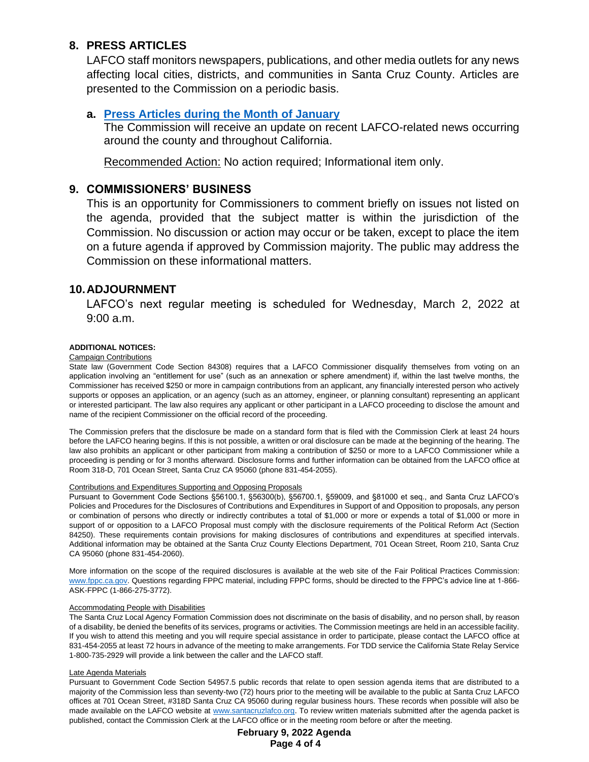## 8. PRESS ARTICLES

LAFCO staff monitors newspapers, publications, and other media outlets for any news affecting local cities, districts, and communities in Santa Cruz County. Articles are presented to the Commission on a periodic basis.

### a. [Press Articles during the Month of January]()

The Commission will receive an update on recent LAFCO-related news occurring around the county and throughout California.

Recommended Action: No action required; Informational item only.

## 9. COMMISSIONERS' BUSINESS

This is an opportunity for Commissioners to comment briefly on issues not listed on the agenda, provided that the subject matter is within the jurisdiction of the Commission. No discussion or action may occur or be taken, except to place the item on a future agenda if approved by Commission majority. The public may address the Commission on these informational matters.

## 10. ADJOURNMENT

LAFCO's next regular meeting is scheduled for Wednesday, March 2, 2022 at 9:00 a.m.

**ADDITIONAL NOTICES:**

Campaign Contributions

State law (Government Code Section 84308) requires that a LAFCO Commissioner disqualify themselves from voting on an application involving an "entitlement for use" (such as an annexation or sphere amendment) if, within the last twelve months, the Commissioner has received $250 or more in campaign contributions from an applicant, any financially interested person who actively supports or opposes an application, or an agency (such as an attorney, engineer, or planning consultant) representing an applicant or interested participant. The law also requires any applicant or other participant in a LAFCO proceeding to disclose the amount and name of the recipient Commissioner on the official record of the proceeding.

The Commission prefers that the disclosure be made on a standard form that is filed with the Commission Clerk at least 24 hours before the LAFCO hearing begins. If this is not possible, a written or oral disclosure can be made at the beginning of the hearing. The law also prohibits an applicant or other participant from making a contribution of $250 or more to a LAFCO Commissioner while a proceeding is pending or for 3 months afterward. Disclosure forms and further information can be obtained from the LAFCO office at Room 318-D, 701 Ocean Street, Santa Cruz CA 95060 (phone 831-454-2055).

Contributions and Expenditures Supporting and Opposing Proposals

Pursuant to Government Code Sections §56100.1, §56300(b), §56700.1, §59009, and §81000 et seq., and Santa Cruz LAFCO's Policies and Procedures for the Disclosures of Contributions and Expenditures in Support of and Opposition to proposals, any person or combination of persons who directly or indirectly contributes a total of $1,000 or more or expends a total of $1,000 or more in support of or opposition to a LAFCO Proposal must comply with the disclosure requirements of the Political Reform Act (Section 84250). These requirements contain provisions for making disclosures of contributions and expenditures at specified intervals. Additional information may be obtained at the Santa Cruz County Elections Department, 701 Ocean Street, Room 210, Santa Cruz CA 95060 (phone 831-454-2060).

More information on the scope of the required disclosures is available at the web site of the Fair Political Practices Commission: [www.fppc.ca.gov](http://www.fppc.ca.gov). Questions regarding FPPC material, including FPPC forms, should be directed to the FPPC's advice line at 1-866-ASK-FPPC (1-866-275-3772).

Accommodating People with Disabilities

The Santa Cruz Local Agency Formation Commission does not discriminate on the basis of disability, and no person shall, by reason of a disability, be denied the benefits of its services, programs or activities. The Commission meetings are held in an accessible facility. If you wish to attend this meeting and you will require special assistance in order to participate, please contact the LAFCO office at 831-454-2055 at least 72 hours in advance of the meeting to make arrangements. For TDD service the California State Relay Service 1-800-735-2929 will provide a link between the caller and the LAFCO staff.

Late Agenda Materials

Pursuant to Government Code Section 54957.5 public records that relate to open session agenda items that are distributed to a majority of the Commission less than seventy-two (72) hours prior to the meeting will be available to the public at Santa Cruz LAFCO offices at 701 Ocean Street, #318D Santa Cruz CA 95060 during regular business hours. These records when possible will also be made available on the LAFCO website at [www.santacruzlafco.org](http://www.santacruzlafco.org). To review written materials submitted after the agenda packet is published, contact the Commission Clerk at the LAFCO office or in the meeting room before or after the meeting.